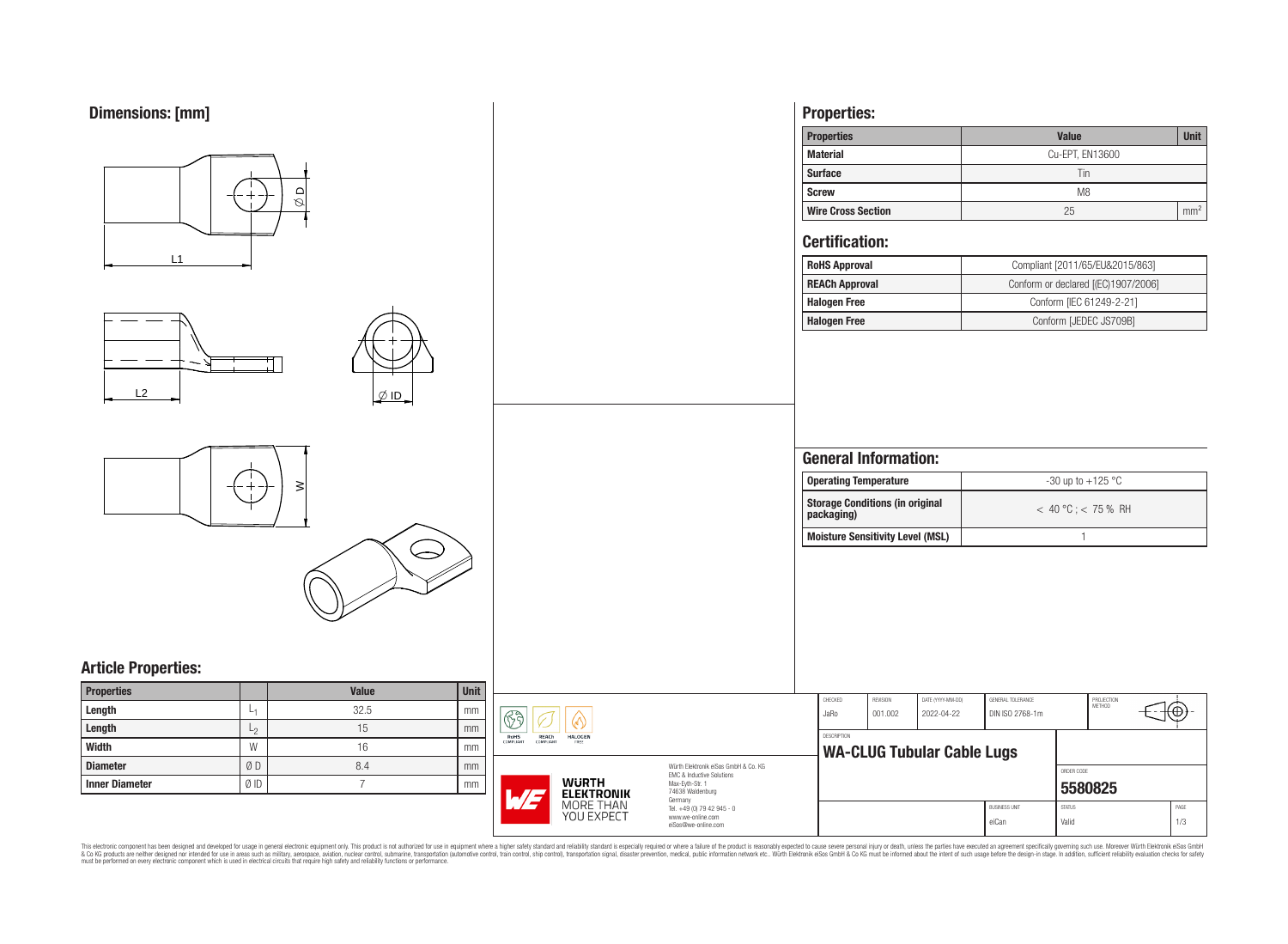## Dimensions: [mm]

## Article Properties:

| Properties | | Value | Unit |
|---|---|---|---|
| Length | $L_1$ | 32.5 | mm |
| Length | $L_2$ | 15 | mm |
| Width | W | 16 | mm |
| Diameter | Ø D | 8.4 | mm |
| Inner Diameter | Ø ID | 7 | mm |

## Properties:

| Properties | Value | Unit |
|---|---|---|
| Material | Cu-EPT, EN13600 | |
| Surface | Tin | |
| Screw | M8 | |
| Wire Cross Section | 25 | $mm^2$ |

## Certification:

| | |
|---|---|
| RoHS Approval | Compliant [2011/65/EU&2015/863] |
| REACh Approval | Conform or declared [(EC)1907/2006] |
| Halogen Free | Conform [IEC 61249-2-21] |
| Halogen Free | Conform [JEDEC JS709B] |

## General Information:

| | |
|---|---|
| Operating Temperature | -30 up to +125 °C |
| Storage Conditions (in original packaging) | < 40 °C ; < 75 % RH |
| Moisture Sensitivity Level (MSL) | 1 |

Würth Elektronik eiSos GmbH & Co. KG
EMC & Inductive Solutions
Max-Eyth-Str. 1
74638 Waldenburg
Germany
Tel. +49 (0) 79 42 945 - 0
www.we-online.com
eiSos@we-online.com

| CHECKED | REVISION | DATE (YYYY-MM-DD) | GENERAL TOLERANCE | PROJECTION METHOD |
|---|---|---|---|---|
| JaRo | 001.002 | 2022-04-22 | DIN ISO 2768-1m | |

DESCRIPTION: **WA-CLUG Tubular Cable Lugs**

ORDER CODE: **5580825**

| BUSINESS UNIT | STATUS | PAGE |
|---|---|---|
| eiCan | Valid | 1/3 |

This electronic component has been designed and developed for usage in general electronic equipment only. This product is not authorized for use in equipment where a higher safety standard and reliability standard is especially required or where a failure of the product is reasonably expected to cause severe personal injury or death, unless the parties have executed an agreement specifically governing such use. Moreover Würth Elektronik eiSos GmbH & Co KG products are neither designed nor intended for use in areas such as military, aerospace, aviation, nuclear control, submarine, transportation (automotive control, train control, ship control), transportation signal, disaster prevention, medical, public information network etc.. Würth Elektronik eiSos GmbH & Co KG must be informed about the intent of such usage before the design-in stage. In addition, sufficient reliability evaluation checks for safety must be performed on every electronic component which is used in electrical circuits that require high safety and reliability functions or performance.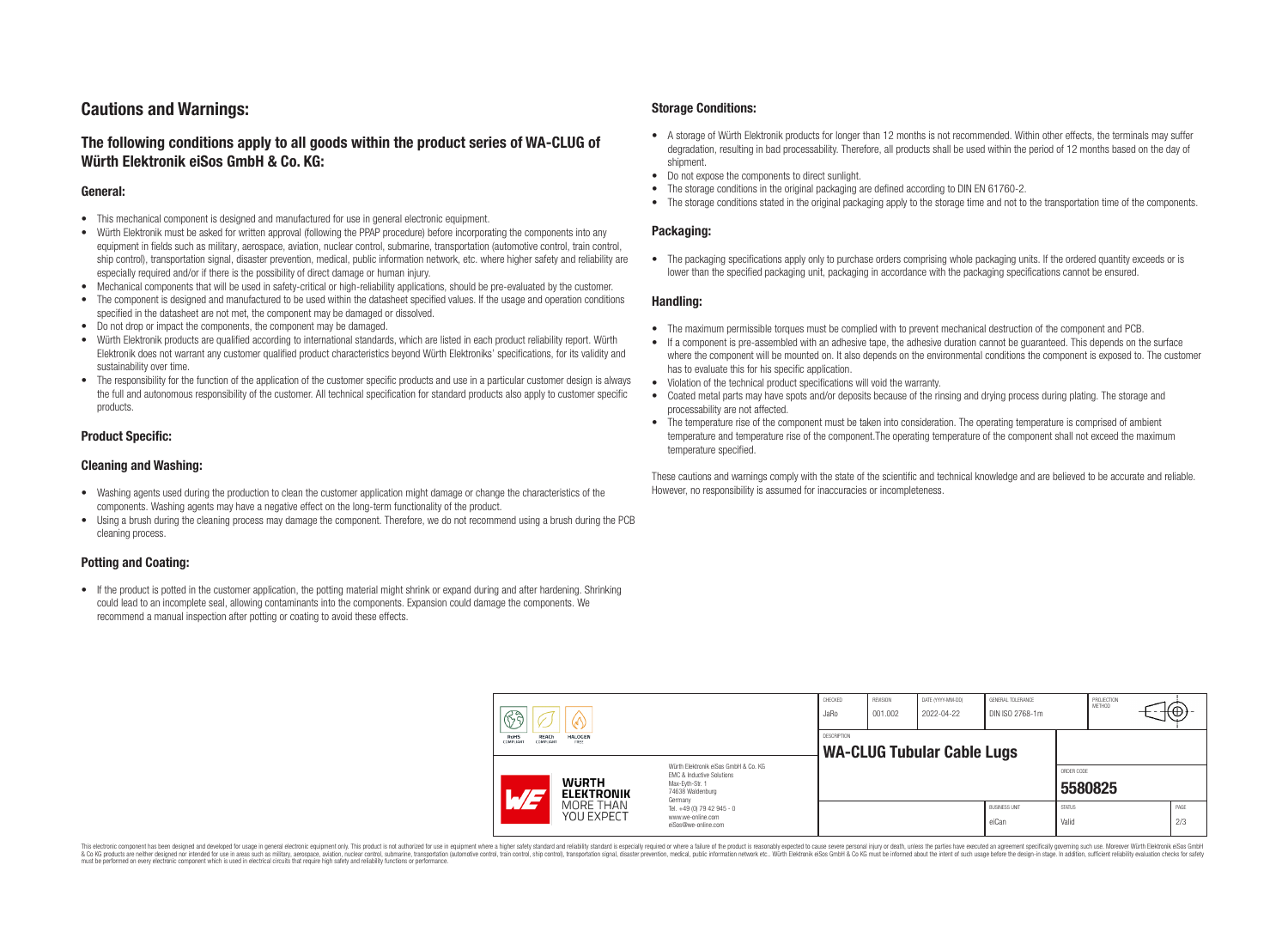# Cautions and Warnings:

## The following conditions apply to all goods within the product series of WA-CLUG of Würth Elektronik eiSos GmbH & Co. KG:

### General:

- This mechanical component is designed and manufactured for use in general electronic equipment.
- Würth Elektronik must be asked for written approval (following the PPAP procedure) before incorporating the components into any equipment in fields such as military, aerospace, aviation, nuclear control, submarine, transportation (automotive control, train control, ship control), transportation signal, disaster prevention, medical, public information network, etc. where higher safety and reliability are especially required and/or if there is the possibility of direct damage or human injury.
- Mechanical components that will be used in safety-critical or high-reliability applications, should be pre-evaluated by the customer.
- The component is designed and manufactured to be used within the datasheet specified values. If the usage and operation conditions specified in the datasheet are not met, the component may be damaged or dissolved.
- Do not drop or impact the components, the component may be damaged.
- Würth Elektronik products are qualified according to international standards, which are listed in each product reliability report. Würth Elektronik does not warrant any customer qualified product characteristics beyond Würth Elektroniks' specifications, for its validity and sustainability over time.
- The responsibility for the function of the application of the customer specific products and use in a particular customer design is always the full and autonomous responsibility of the customer. All technical specification for standard products also apply to customer specific products.

### Product Specific:

### Cleaning and Washing:

- Washing agents used during the production to clean the customer application might damage or change the characteristics of the components. Washing agents may have a negative effect on the long-term functionality of the product.
- Using a brush during the cleaning process may damage the component. Therefore, we do not recommend using a brush during the PCB cleaning process.

### Potting and Coating:

- If the product is potted in the customer application, the potting material might shrink or expand during and after hardening. Shrinking could lead to an incomplete seal, allowing contaminants into the components. Expansion could damage the components. We recommend a manual inspection after potting or coating to avoid these effects.

### Storage Conditions:

- A storage of Würth Elektronik products for longer than 12 months is not recommended. Within other effects, the terminals may suffer degradation, resulting in bad processability. Therefore, all products shall be used within the period of 12 months based on the day of shipment.
- Do not expose the components to direct sunlight.
- The storage conditions in the original packaging are defined according to DIN EN 61760-2.
- The storage conditions stated in the original packaging apply to the storage time and not to the transportation time of the components.

### Packaging:

- The packaging specifications apply only to purchase orders comprising whole packaging units. If the ordered quantity exceeds or is lower than the specified packaging unit, packaging in accordance with the packaging specifications cannot be ensured.

### Handling:

- The maximum permissible torques must be complied with to prevent mechanical destruction of the component and PCB.
- If a component is pre-assembled with an adhesive tape, the adhesive duration cannot be guaranteed. This depends on the surface where the component will be mounted on. It also depends on the environmental conditions the component is exposed to. The customer has to evaluate this for his specific application.
- Violation of the technical product specifications will void the warranty.
- Coated metal parts may have spots and/or deposits because of the rinsing and drying process during plating. The storage and processability are not affected.
- The temperature rise of the component must be taken into consideration. The operating temperature is comprised of ambient temperature and temperature rise of the component.The operating temperature of the component shall not exceed the maximum temperature specified.

These cautions and warnings comply with the state of the scientific and technical knowledge and are believed to be accurate and reliable. However, no responsibility is assumed for inaccuracies or incompleteness.

| CHECKED | REVISION | DATE (YYYY-MM-DD) | GENERAL TOLERANCE | PROJECTION METHOD |
|---|---|---|---|---|
| JaRo | 001.002 | 2022-04-22 | DIN ISO 2768-1m | |

DESCRIPTION: **WA-CLUG Tubular Cable Lugs**

ORDER CODE: **5580825**

| BUSINESS UNIT | STATUS | PAGE |
|---|---|---|
| eiCan | Valid | 2/3 |

Würth Elektronik eiSos GmbH & Co. KG
EMC & Inductive Solutions
Max-Eyth-Str. 1
74638 Waldenburg
Germany
Tel. +49 (0) 79 42 945 - 0
www.we-online.com
eiSos@we-online.com

This electronic component has been designed and developed for usage in general electronic equipment only. This product is not authorized for use in equipment where a higher safety standard and reliability standard is especially required or where a failure of the product is reasonably expected to cause severe personal injury or death, unless the parties have executed an agreement specifically governing such use. Moreover Würth Elektronik eiSos GmbH & Co KG products are neither designed nor intended for use in areas such as military, aerospace, aviation, nuclear control, submarine, transportation (automotive control, train control, ship control), transportation signal, disaster prevention, medical, public information network etc.. Würth Elektronik eiSos GmbH & Co KG must be informed about the intent of such usage before the design-in stage. In addition, sufficient reliability evaluation checks for safety must be performed on every electronic component which is used in electrical circuits that require high safety and reliability functions or performance.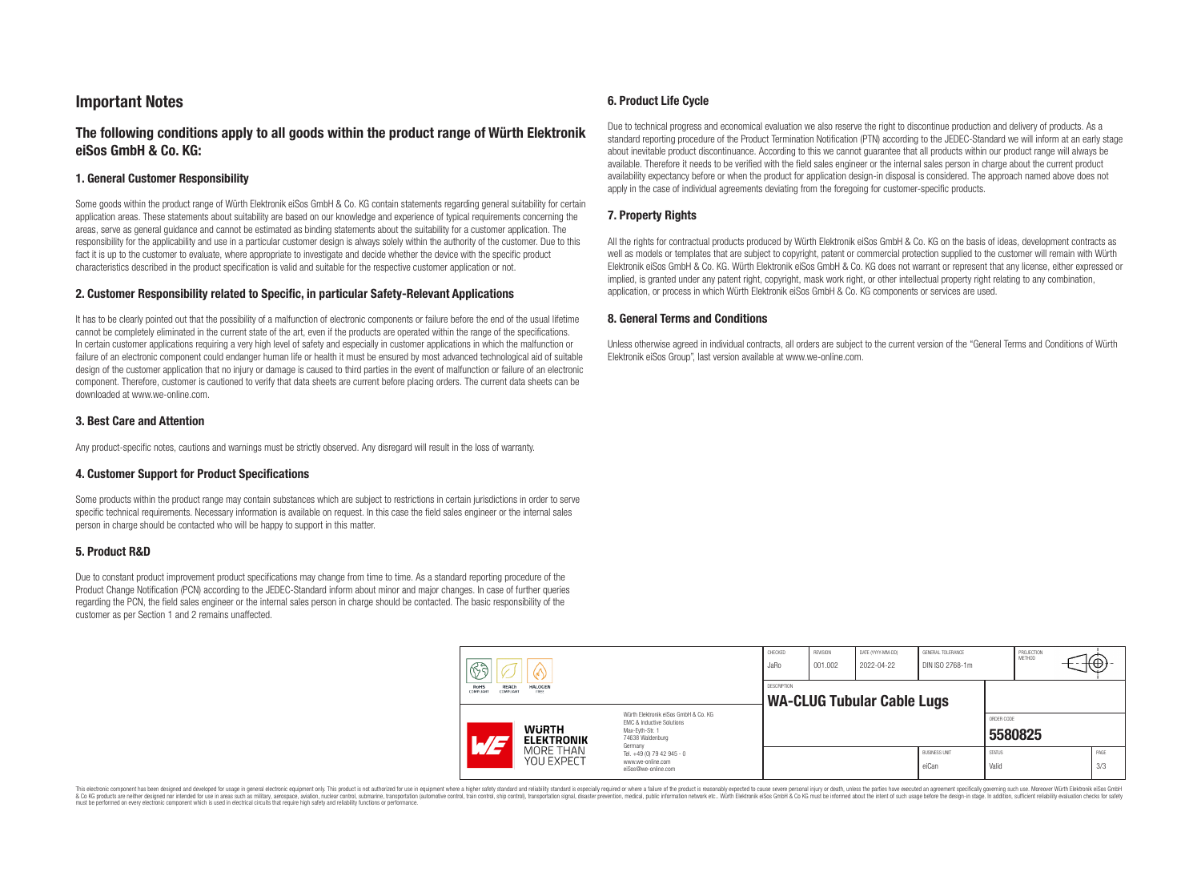# Important Notes

## The following conditions apply to all goods within the product range of Würth Elektronik eiSos GmbH & Co. KG:

### 1. General Customer Responsibility

Some goods within the product range of Würth Elektronik eiSos GmbH & Co. KG contain statements regarding general suitability for certain application areas. These statements about suitability are based on our knowledge and experience of typical requirements concerning the areas, serve as general guidance and cannot be estimated as binding statements about the suitability for a customer application. The responsibility for the applicability and use in a particular customer design is always solely within the authority of the customer. Due to this fact it is up to the customer to evaluate, where appropriate to investigate and decide whether the device with the specific product characteristics described in the product specification is valid and suitable for the respective customer application or not.

### 2. Customer Responsibility related to Specific, in particular Safety-Relevant Applications

It has to be clearly pointed out that the possibility of a malfunction of electronic components or failure before the end of the usual lifetime cannot be completely eliminated in the current state of the art, even if the products are operated within the range of the specifications. In certain customer applications requiring a very high level of safety and especially in customer applications in which the malfunction or failure of an electronic component could endanger human life or health it must be ensured by most advanced technological aid of suitable design of the customer application that no injury or damage is caused to third parties in the event of malfunction or failure of an electronic component. Therefore, customer is cautioned to verify that data sheets are current before placing orders. The current data sheets can be downloaded at www.we-online.com.

### 3. Best Care and Attention

Any product-specific notes, cautions and warnings must be strictly observed. Any disregard will result in the loss of warranty.

### 4. Customer Support for Product Specifications

Some products within the product range may contain substances which are subject to restrictions in certain jurisdictions in order to serve specific technical requirements. Necessary information is available on request. In this case the field sales engineer or the internal sales person in charge should be contacted who will be happy to support in this matter.

### 5. Product R&D

Due to constant product improvement product specifications may change from time to time. As a standard reporting procedure of the Product Change Notification (PCN) according to the JEDEC-Standard inform about minor and major changes. In case of further queries regarding the PCN, the field sales engineer or the internal sales person in charge should be contacted. The basic responsibility of the customer as per Section 1 and 2 remains unaffected.

### 6. Product Life Cycle

Due to technical progress and economical evaluation we also reserve the right to discontinue production and delivery of products. As a standard reporting procedure of the Product Termination Notification (PTN) according to the JEDEC-Standard we will inform at an early stage about inevitable product discontinuance. According to this we cannot guarantee that all products within our product range will always be available. Therefore it needs to be verified with the field sales engineer or the internal sales person in charge about the current product availability expectancy before or when the product for application design-in disposal is considered. The approach named above does not apply in the case of individual agreements deviating from the foregoing for customer-specific products.

### 7. Property Rights

All the rights for contractual products produced by Würth Elektronik eiSos GmbH & Co. KG on the basis of ideas, development contracts as well as models or templates that are subject to copyright, patent or commercial protection supplied to the customer will remain with Würth Elektronik eiSos GmbH & Co. KG. Würth Elektronik eiSos GmbH & Co. KG does not warrant or represent that any license, either expressed or implied, is granted under any patent right, copyright, mask work right, or other intellectual property right relating to any combination, application, or process in which Würth Elektronik eiSos GmbH & Co. KG components or services are used.

### 8. General Terms and Conditions

Unless otherwise agreed in individual contracts, all orders are subject to the current version of the "General Terms and Conditions of Würth Elektronik eiSos Group", last version available at www.we-online.com.

| CHECKED | REVISION | DATE (YYYY-MM-DD) | GENERAL TOLERANCE | PROJECTION METHOD |
|---|---|---|---|---|
| JaRo | 001.002 | 2022-04-22 | DIN ISO 2768-1m | |

DESCRIPTION: **WA-CLUG Tubular Cable Lugs**

ORDER CODE: **5580825**

BUSINESS UNIT: eiCan | STATUS: Valid | PAGE: 3/3

Würth Elektronik eiSos GmbH & Co. KG
EMC & Inductive Solutions
Max-Eyth-Str. 1
74638 Waldenburg
Germany
Tel. +49 (0) 79 42 945 - 0
www.we-online.com
eiSos@we-online.com

This electronic component has been designed and developed for usage in general electronic equipment only. This product is not authorized for use in equipment where a higher safety standard and reliability standard is especially required or where a failure of the product is reasonably expected to cause severe personal injury or death, unless the parties have executed an agreement specifically governing such use. Moreover Würth Elektronik eiSos GmbH & Co KG products are neither designed nor intended for use in areas such as military, aerospace, aviation, nuclear control, submarine, transportation (automotive control, train control, ship control), transportation signal, disaster prevention, medical, public information network etc.. Würth Elektronik eiSos GmbH & Co KG must be informed about the intent of such usage before the design-in stage. In addition, sufficient reliability evaluation checks for safety must be performed on every electronic component which is used in electrical circuits that require high safety and reliability functions or performance.